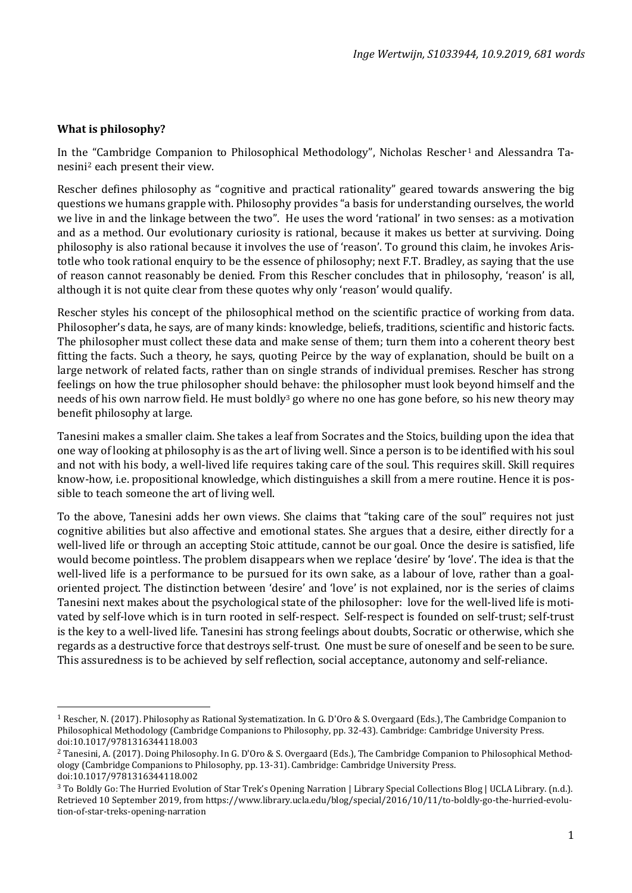*Inge Wertwijn, S1033944, 10.9.2019, 681 words*

**What is philosophy?**

In the "Cambridge Companion to Philosophical Methodology", Nicholas Rescher[1] and Alessandra Tanesini[2] each present their view.

Rescher defines philosophy as "cognitive and practical rationality" geared towards answering the big questions we humans grapple with. Philosophy provides "a basis for understanding ourselves, the world we live in and the linkage between the two". He uses the word 'rational' in two senses: as a motivation and as a method. Our evolutionary curiosity is rational, because it makes us better at surviving. Doing philosophy is also rational because it involves the use of 'reason'. To ground this claim, he invokes Aristotle who took rational enquiry to be the essence of philosophy; next F.T. Bradley, as saying that the use of reason cannot reasonably be denied. From this Rescher concludes that in philosophy, 'reason' is all, although it is not quite clear from these quotes why only 'reason' would qualify.

Rescher styles his concept of the philosophical method on the scientific practice of working from data. Philosopher's data, he says, are of many kinds: knowledge, beliefs, traditions, scientific and historic facts. The philosopher must collect these data and make sense of them; turn them into a coherent theory best fitting the facts. Such a theory, he says, quoting Peirce by the way of explanation, should be built on a large network of related facts, rather than on single strands of individual premises. Rescher has strong feelings on how the true philosopher should behave: the philosopher must look beyond himself and the needs of his own narrow field. He must boldly[3] go where no one has gone before, so his new theory may benefit philosophy at large.

Tanesini makes a smaller claim. She takes a leaf from Socrates and the Stoics, building upon the idea that one way of looking at philosophy is as the art of living well. Since a person is to be identified with his soul and not with his body, a well-lived life requires taking care of the soul. This requires skill. Skill requires know-how, i.e. propositional knowledge, which distinguishes a skill from a mere routine. Hence it is possible to teach someone the art of living well.

To the above, Tanesini adds her own views. She claims that "taking care of the soul" requires not just cognitive abilities but also affective and emotional states. She argues that a desire, either directly for a well-lived life or through an accepting Stoic attitude, cannot be our goal. Once the desire is satisfied, life would become pointless. The problem disappears when we replace 'desire' by 'love'. The idea is that the well-lived life is a performance to be pursued for its own sake, as a labour of love, rather than a goal-oriented project. The distinction between 'desire' and 'love' is not explained, nor is the series of claims Tanesini next makes about the psychological state of the philosopher: love for the well-lived life is motivated by self-love which is in turn rooted in self-respect. Self-respect is founded on self-trust; self-trust is the key to a well-lived life. Tanesini has strong feelings about doubts, Socratic or otherwise, which she regards as a destructive force that destroys self-trust. One must be sure of oneself and be seen to be sure. This assuredness is to be achieved by self reflection, social acceptance, autonomy and self-reliance.

---

[1] Rescher, N. (2017). Philosophy as Rational Systematization. In G. D'Oro & S. Overgaard (Eds.), The Cambridge Companion to Philosophical Methodology (Cambridge Companions to Philosophy, pp. 32-43). Cambridge: Cambridge University Press. doi:10.1017/9781316344118.003

[2] Tanesini, A. (2017). Doing Philosophy. In G. D'Oro & S. Overgaard (Eds.), The Cambridge Companion to Philosophical Methodology (Cambridge Companions to Philosophy, pp. 13-31). Cambridge: Cambridge University Press. doi:10.1017/9781316344118.002

[3] To Boldly Go: The Hurried Evolution of Star Trek's Opening Narration | Library Special Collections Blog | UCLA Library. (n.d.). Retrieved 10 September 2019, from https://www.library.ucla.edu/blog/special/2016/10/11/to-boldly-go-the-hurried-evolution-of-star-treks-opening-narration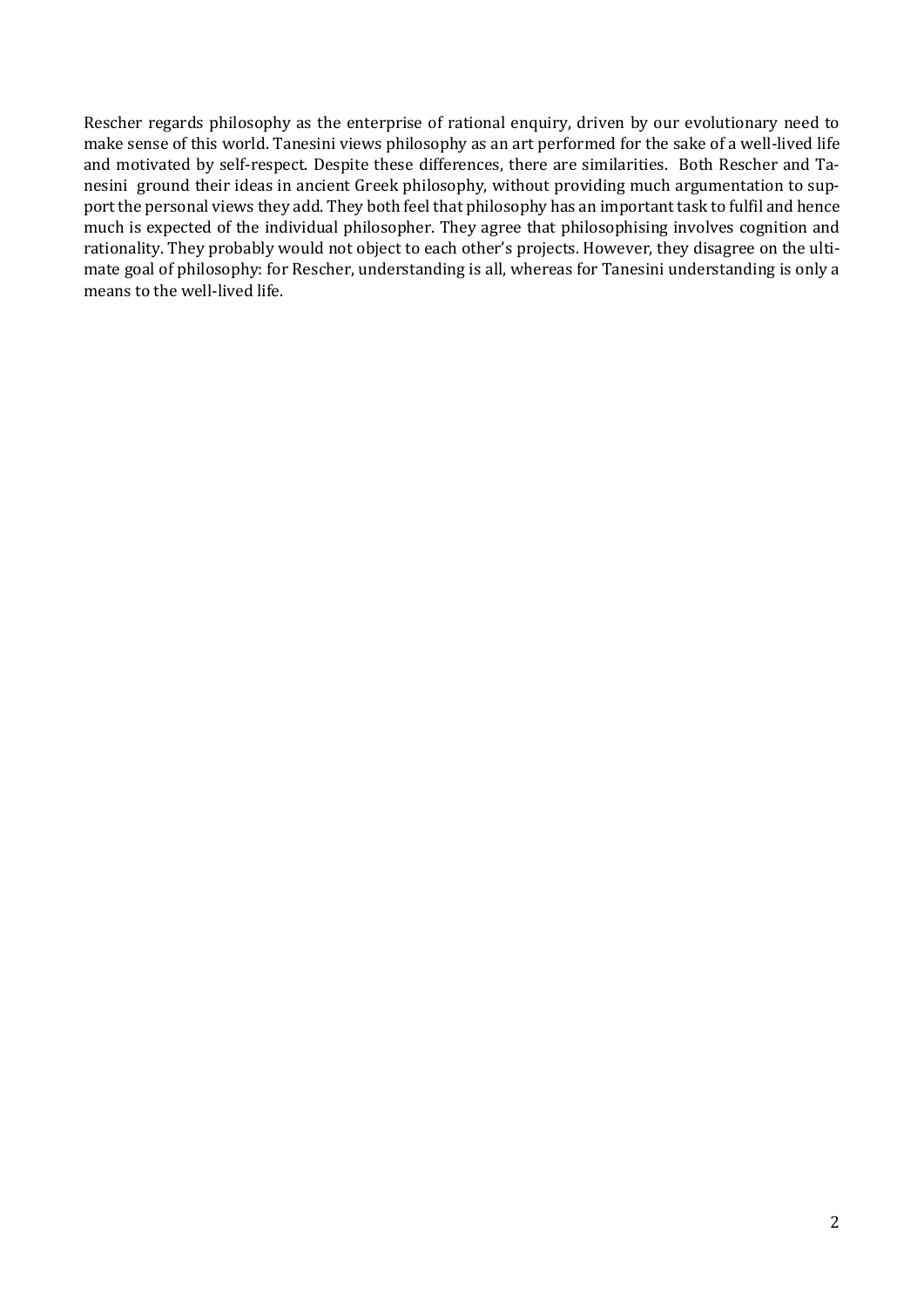Rescher regards philosophy as the enterprise of rational enquiry, driven by our evolutionary need to make sense of this world. Tanesini views philosophy as an art performed for the sake of a well-lived life and motivated by self-respect. Despite these differences, there are similarities. Both Rescher and Tanesini ground their ideas in ancient Greek philosophy, without providing much argumentation to support the personal views they add. They both feel that philosophy has an important task to fulfil and hence much is expected of the individual philosopher. They agree that philosophising involves cognition and rationality. They probably would not object to each other's projects. However, they disagree on the ultimate goal of philosophy: for Rescher, understanding is all, whereas for Tanesini understanding is only a means to the well-lived life.